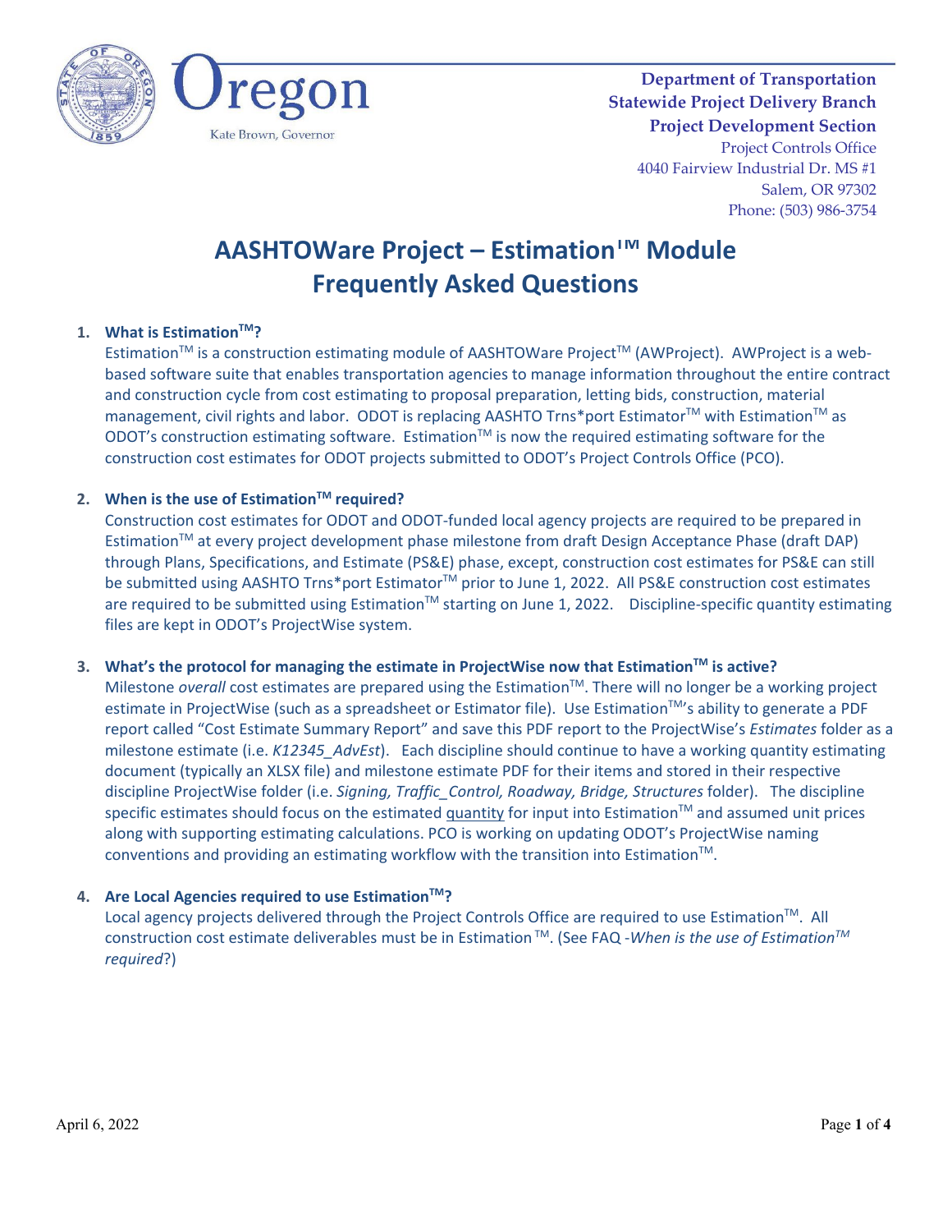Oregon

Kate Brown, Governor

**Department of Transportation**
**Statewide Project Delivery Branch**
**Project Development Section**
Project Controls Office
4040 Fairview Industrial Dr. MS #1
Salem, OR 97302
Phone: (503) 986-3754

# AASHTOWare Project – Estimation™ Module Frequently Asked Questions

1. **What is Estimation™?**
   Estimation™ is a construction estimating module of AASHTOWare Project™ (AWProject). AWProject is a web-based software suite that enables transportation agencies to manage information throughout the entire contract and construction cycle from cost estimating to proposal preparation, letting bids, construction, material management, civil rights and labor. ODOT is replacing AASHTO Trns*port Estimator™ with Estimation™ as ODOT's construction estimating software. Estimation™ is now the required estimating software for the construction cost estimates for ODOT projects submitted to ODOT's Project Controls Office (PCO).

2. **When is the use of Estimation™ required?**
   Construction cost estimates for ODOT and ODOT-funded local agency projects are required to be prepared in Estimation™ at every project development phase milestone from draft Design Acceptance Phase (draft DAP) through Plans, Specifications, and Estimate (PS&E) phase, except, construction cost estimates for PS&E can still be submitted using AASHTO Trns*port Estimator™ prior to June 1, 2022. All PS&E construction cost estimates are required to be submitted using Estimation™ starting on June 1, 2022. Discipline-specific quantity estimating files are kept in ODOT's ProjectWise system.

3. **What's the protocol for managing the estimate in ProjectWise now that Estimation™ is active?**
   Milestone *overall* cost estimates are prepared using the Estimation™. There will no longer be a working project estimate in ProjectWise (such as a spreadsheet or Estimator file). Use Estimation™'s ability to generate a PDF report called "Cost Estimate Summary Report" and save this PDF report to the ProjectWise's *Estimates* folder as a milestone estimate (i.e. *K12345_AdvEst*). Each discipline should continue to have a working quantity estimating document (typically an XLSX file) and milestone estimate PDF for their items and stored in their respective discipline ProjectWise folder (i.e. *Signing, Traffic_Control, Roadway, Bridge, Structures* folder). The discipline specific estimates should focus on the estimated quantity for input into Estimation™ and assumed unit prices along with supporting estimating calculations. PCO is working on updating ODOT's ProjectWise naming conventions and providing an estimating workflow with the transition into Estimation™.

4. **Are Local Agencies required to use Estimation™?**
   Local agency projects delivered through the Project Controls Office are required to use Estimation™. All construction cost estimate deliverables must be in Estimation ™. (See FAQ -*When is the use of Estimation™ required*?)

April 6, 2022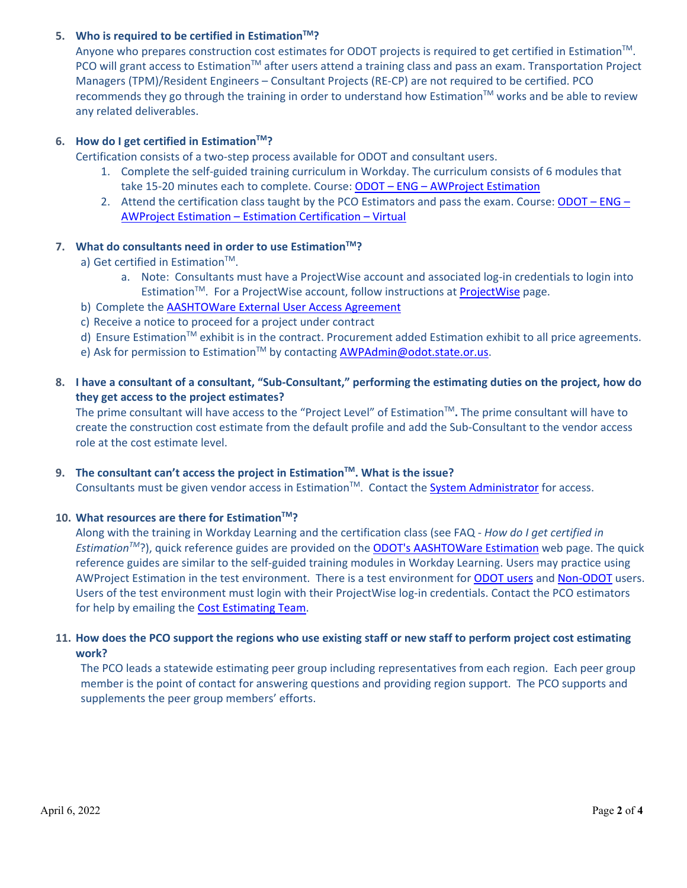5. **Who is required to be certified in Estimation™?**
   Anyone who prepares construction cost estimates for ODOT projects is required to get certified in Estimation™. PCO will grant access to Estimation™ after users attend a training class and pass an exam. Transportation Project Managers (TPM)/Resident Engineers – Consultant Projects (RE-CP) are not required to be certified. PCO recommends they go through the training in order to understand how Estimation™ works and be able to review any related deliverables.

6. **How do I get certified in Estimation™?**
   Certification consists of a two-step process available for ODOT and consultant users.
   1. Complete the self-guided training curriculum in Workday. The curriculum consists of 6 modules that take 15-20 minutes each to complete. Course: ODOT – ENG – AWProject Estimation
   2. Attend the certification class taught by the PCO Estimators and pass the exam. Course: ODOT – ENG – AWProject Estimation – Estimation Certification – Virtual

7. **What do consultants need in order to use Estimation™?**
   a) Get certified in Estimation™.
      a. Note: Consultants must have a ProjectWise account and associated log-in credentials to login into Estimation™. For a ProjectWise account, follow instructions at ProjectWise page.
   b) Complete the AASHTOWare External User Access Agreement
   c) Receive a notice to proceed for a project under contract
   d) Ensure Estimation™ exhibit is in the contract. Procurement added Estimation exhibit to all price agreements.
   e) Ask for permission to Estimation™ by contacting AWPAdmin@odot.state.or.us.

8. **I have a consultant of a consultant, "Sub-Consultant," performing the estimating duties on the project, how do they get access to the project estimates?**
   The prime consultant will have access to the "Project Level" of Estimation™**.** The prime consultant will have to create the construction cost estimate from the default profile and add the Sub-Consultant to the vendor access role at the cost estimate level.

9. **The consultant can't access the project in Estimation™. What is the issue?**
   Consultants must be given vendor access in Estimation™. Contact the System Administrator for access.

10. **What resources are there for Estimation™?**
    Along with the training in Workday Learning and the certification class (see FAQ - *How do I get certified in Estimation™?*), quick reference guides are provided on the ODOT's AASHTOWare Estimation web page. The quick reference guides are similar to the self-guided training modules in Workday Learning. Users may practice using AWProject Estimation in the test environment. There is a test environment for ODOT users and Non-ODOT users. Users of the test environment must login with their ProjectWise log-in credentials. Contact the PCO estimators for help by emailing the Cost Estimating Team.

11. **How does the PCO support the regions who use existing staff or new staff to perform project cost estimating work?**
    The PCO leads a statewide estimating peer group including representatives from each region. Each peer group member is the point of contact for answering questions and providing region support. The PCO supports and supplements the peer group members' efforts.

April 6, 2022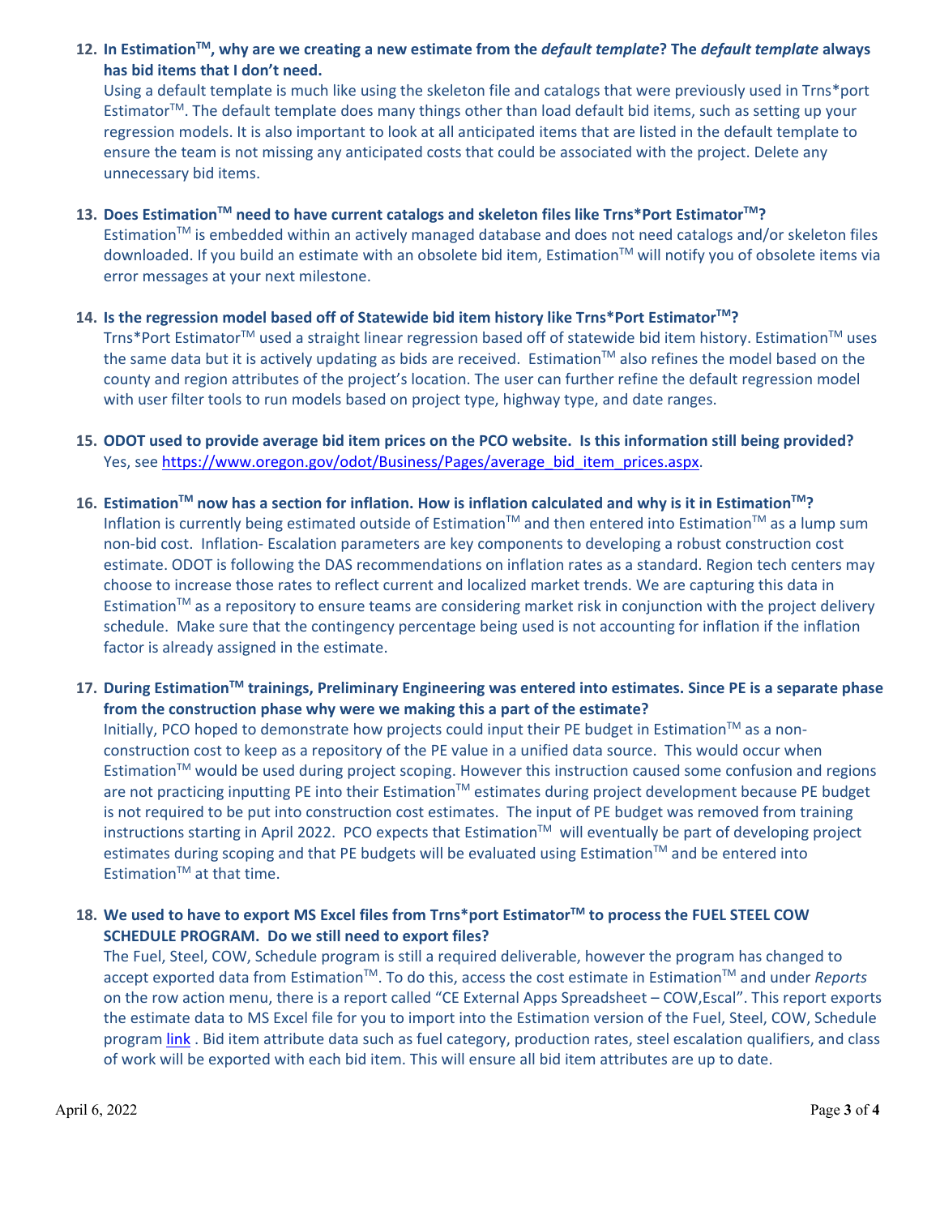12. **In Estimation$^{TM}$, why are we creating a new estimate from the *default template*? The *default template* always has bid items that I don't need.**
    Using a default template is much like using the skeleton file and catalogs that were previously used in Trns*port Estimator$^{TM}$. The default template does many things other than load default bid items, such as setting up your regression models. It is also important to look at all anticipated items that are listed in the default template to ensure the team is not missing any anticipated costs that could be associated with the project. Delete any unnecessary bid items.

13. **Does Estimation$^{TM}$ need to have current catalogs and skeleton files like Trns*Port Estimator$^{TM}$?**
    Estimation$^{TM}$ is embedded within an actively managed database and does not need catalogs and/or skeleton files downloaded. If you build an estimate with an obsolete bid item, Estimation$^{TM}$ will notify you of obsolete items via error messages at your next milestone.

14. **Is the regression model based off of Statewide bid item history like Trns*Port Estimator$^{TM}$?**
    Trns*Port Estimator$^{TM}$ used a straight linear regression based off of statewide bid item history. Estimation$^{TM}$ uses the same data but it is actively updating as bids are received. Estimation$^{TM}$ also refines the model based on the county and region attributes of the project's location. The user can further refine the default regression model with user filter tools to run models based on project type, highway type, and date ranges.

15. **ODOT used to provide average bid item prices on the PCO website. Is this information still being provided?**
    Yes, see [https://www.oregon.gov/odot/Business/Pages/average_bid_item_prices.aspx](https://www.oregon.gov/odot/Business/Pages/average_bid_item_prices.aspx).

16. **Estimation$^{TM}$ now has a section for inflation. How is inflation calculated and why is it in Estimation$^{TM}$?**
    Inflation is currently being estimated outside of Estimation$^{TM}$ and then entered into Estimation$^{TM}$ as a lump sum non-bid cost. Inflation- Escalation parameters are key components to developing a robust construction cost estimate. ODOT is following the DAS recommendations on inflation rates as a standard. Region tech centers may choose to increase those rates to reflect current and localized market trends. We are capturing this data in Estimation$^{TM}$ as a repository to ensure teams are considering market risk in conjunction with the project delivery schedule. Make sure that the contingency percentage being used is not accounting for inflation if the inflation factor is already assigned in the estimate.

17. **During Estimation$^{TM}$ trainings, Preliminary Engineering was entered into estimates. Since PE is a separate phase from the construction phase why were we making this a part of the estimate?**
    Initially, PCO hoped to demonstrate how projects could input their PE budget in Estimation$^{TM}$ as a non-construction cost to keep as a repository of the PE value in a unified data source. This would occur when Estimation$^{TM}$ would be used during project scoping. However this instruction caused some confusion and regions are not practicing inputting PE into their Estimation$^{TM}$ estimates during project development because PE budget is not required to be put into construction cost estimates. The input of PE budget was removed from training instructions starting in April 2022. PCO expects that Estimation$^{TM}$ will eventually be part of developing project estimates during scoping and that PE budgets will be evaluated using Estimation$^{TM}$ and be entered into Estimation$^{TM}$ at that time.

18. **We used to have to export MS Excel files from Trns*port Estimator$^{TM}$ to process the FUEL STEEL COW SCHEDULE PROGRAM. Do we still need to export files?**
    The Fuel, Steel, COW, Schedule program is still a required deliverable, however the program has changed to accept exported data from Estimation$^{TM}$. To do this, access the cost estimate in Estimation$^{TM}$ and under *Reports* on the row action menu, there is a report called "CE External Apps Spreadsheet – COW,Escal". This report exports the estimate data to MS Excel file for you to import into the Estimation version of the Fuel, Steel, COW, Schedule program link . Bid item attribute data such as fuel category, production rates, steel escalation qualifiers, and class of work will be exported with each bid item. This will ensure all bid item attributes are up to date.

April 6, 2022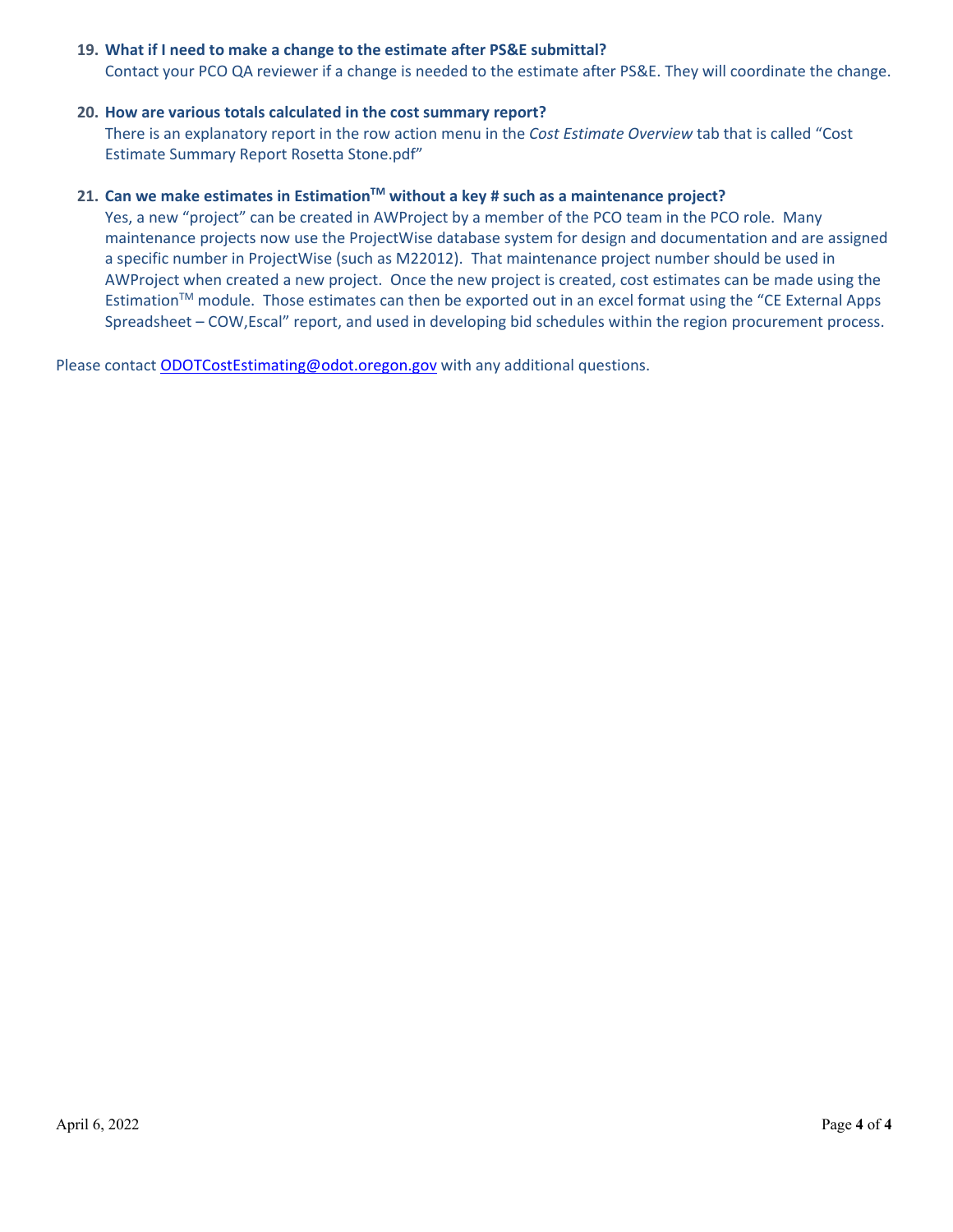19. **What if I need to make a change to the estimate after PS&E submittal?**
    Contact your PCO QA reviewer if a change is needed to the estimate after PS&E. They will coordinate the change.

20. **How are various totals calculated in the cost summary report?**
    There is an explanatory report in the row action menu in the *Cost Estimate Overview* tab that is called "Cost Estimate Summary Report Rosetta Stone.pdf"

21. **Can we make estimates in Estimation™ without a key # such as a maintenance project?**
    Yes, a new "project" can be created in AWProject by a member of the PCO team in the PCO role. Many maintenance projects now use the ProjectWise database system for design and documentation and are assigned a specific number in ProjectWise (such as M22012). That maintenance project number should be used in AWProject when created a new project. Once the new project is created, cost estimates can be made using the Estimation™ module. Those estimates can then be exported out in an excel format using the "CE External Apps Spreadsheet – COW,Escal" report, and used in developing bid schedules within the region procurement process.

Please contact ODOTCostEstimating@odot.oregon.gov with any additional questions.

April 6, 2022